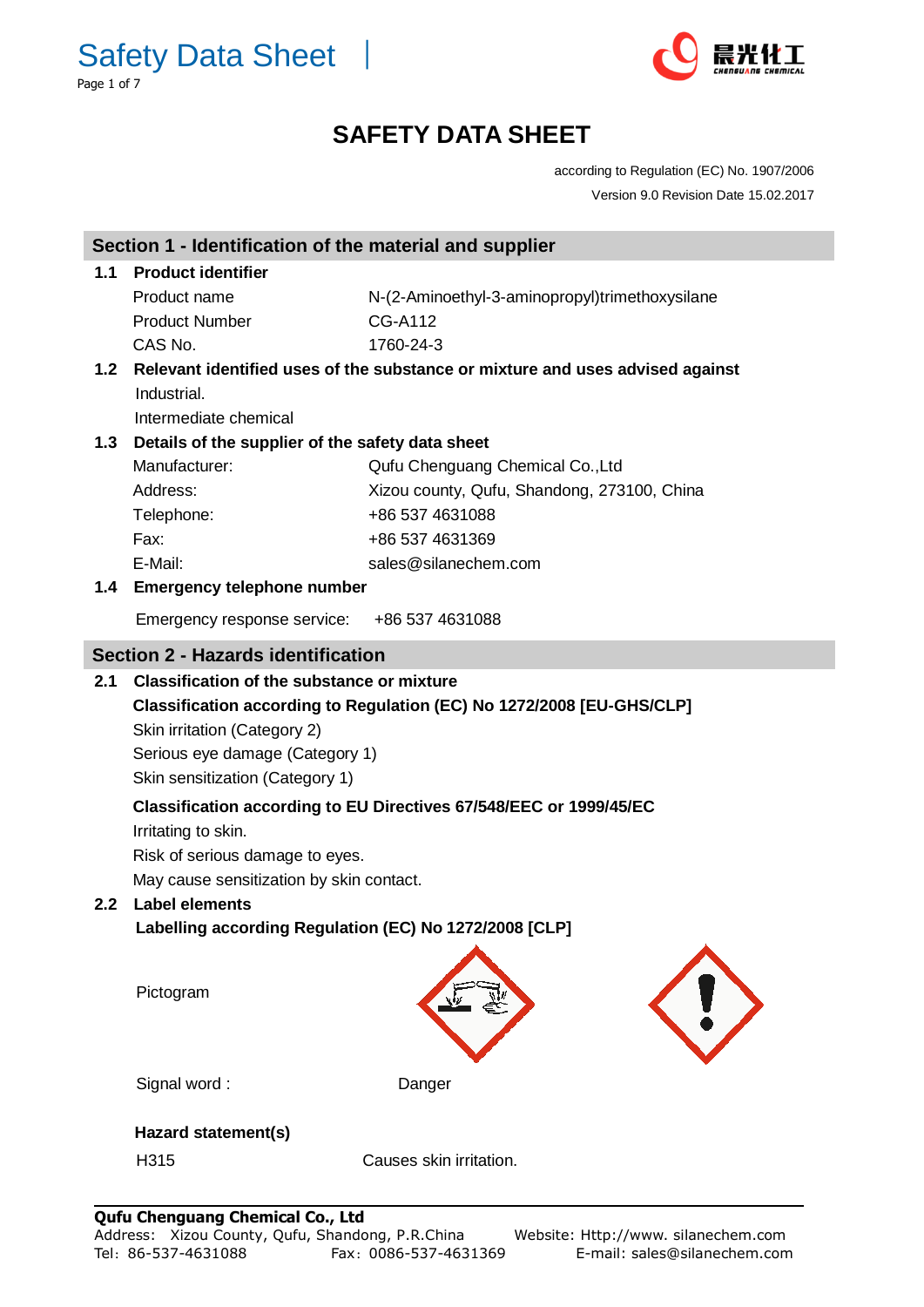# SAFETY DATA SHEET

according to Regulation (EC) No. 1907/2006

Version 9.0 Revision Date 15.02.2017

## Section 1 - Identification of the material and supplier

**1.1 Product identifier**

| | |
|---|---|
| Product name | N-(2-Aminoethyl-3-aminopropyl)trimethoxysilane |
| Product Number | CG-A112 |
| CAS No. | 1760-24-3 |

**1.2 Relevant identified uses of the substance or mixture and uses advised against**

Industrial.

Intermediate chemical

**1.3 Details of the supplier of the safety data sheet**

| | |
|---|---|
| Manufacturer: | Qufu Chenguang Chemical Co.,Ltd |
| Address: | Xizou county, Qufu, Shandong, 273100, China |
| Telephone: | +86 537 4631088 |
| Fax: | +86 537 4631369 |
| E-Mail: | sales@silanechem.com |

**1.4 Emergency telephone number**

Emergency response service: +86 537 4631088

## Section 2 - Hazards identification

**2.1 Classification of the substance or mixture**

**Classification according to Regulation (EC) No 1272/2008 [EU-GHS/CLP]**

Skin irritation (Category 2)

Serious eye damage (Category 1)

Skin sensitization (Category 1)

**Classification according to EU Directives 67/548/EEC or 1999/45/EC**

Irritating to skin.

Risk of serious damage to eyes.

May cause sensitization by skin contact.

**2.2 Label elements**

**Labelling according Regulation (EC) No 1272/2008 [CLP]**

Pictogram

Signal word : Danger

**Hazard statement(s)**

| | |
|---|---|
| H315 | Causes skin irritation. |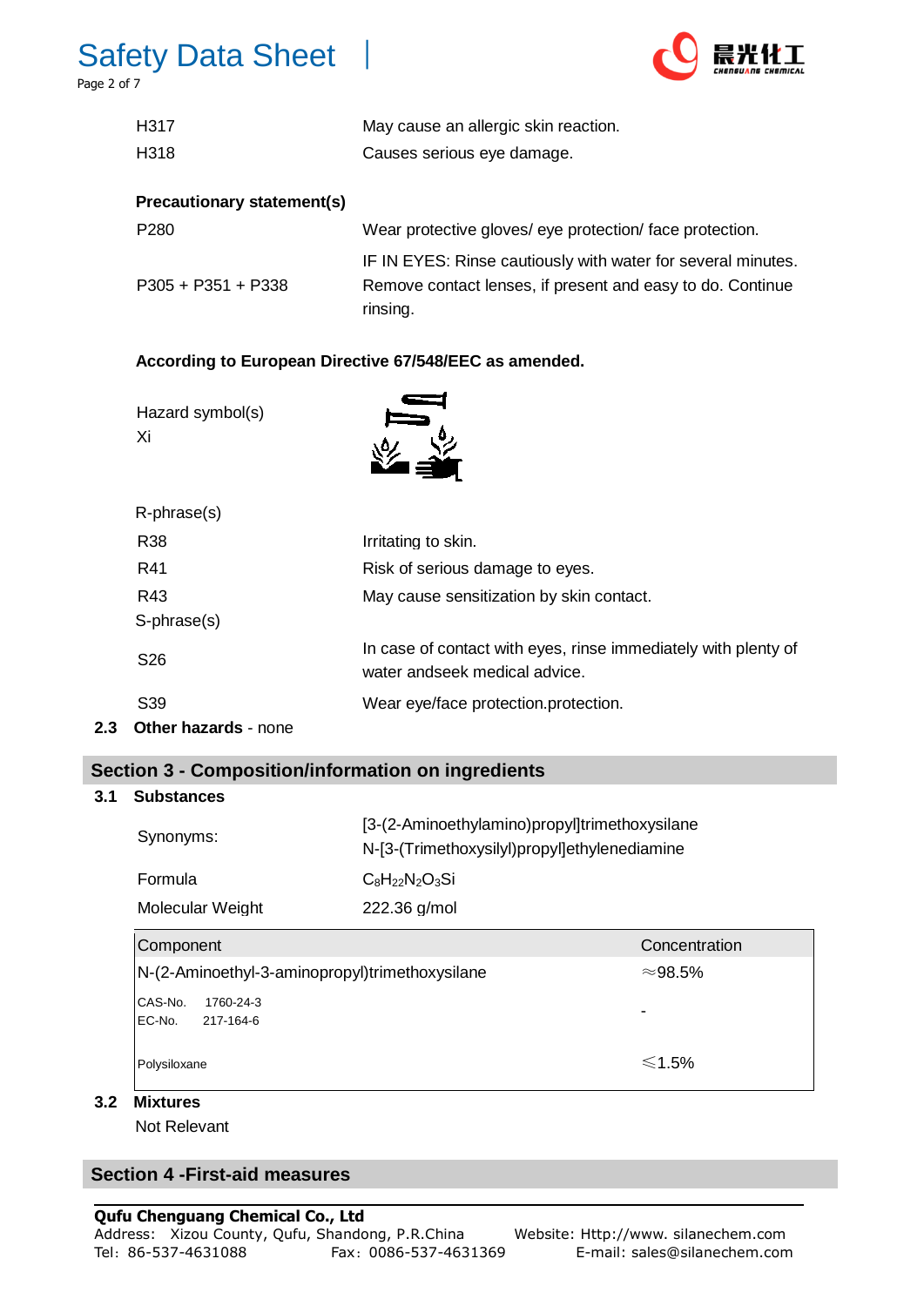| | |
|---|---|
| H317 | May cause an allergic skin reaction. |
| H318 | Causes serious eye damage. |

**Precautionary statement(s)**

| | |
|---|---|
| P280 | Wear protective gloves/ eye protection/ face protection. |
| P305 + P351 + P338 | IF IN EYES: Rinse cautiously with water for several minutes. Remove contact lenses, if present and easy to do. Continue rinsing. |

**According to European Directive 67/548/EEC as amended.**

Hazard symbol(s)
Xi

R-phrase(s)

| | |
|---|---|
| R38 | Irritating to skin. |
| R41 | Risk of serious damage to eyes. |
| R43 | May cause sensitization by skin contact. |

S-phrase(s)

| | |
|---|---|
| S26 | In case of contact with eyes, rinse immediately with plenty of water andseek medical advice. |
| S39 | Wear eye/face protection.protection. |

**2.3 Other hazards** - none

## Section 3 - Composition/information on ingredients

### 3.1 Substances

| | |
|---|---|
| Synonyms: | [3-(2-Aminoethylamino)propyl]trimethoxysilane<br>N-[3-(Trimethoxysilyl)propyl]ethylenediamine |
| Formula | $C_8H_{22}N_2O_3Si$ |
| Molecular Weight | 222.36 g/mol |

| Component | Concentration |
|---|---|
| N-(2-Aminoethyl-3-aminopropyl)trimethoxysilane | ≈98.5% |
| CAS-No. 1760-24-3<br>EC-No. 217-164-6 | - |
| Polysiloxane | ≤1.5% |

### 3.2 Mixtures

Not Relevant

## Section 4 -First-aid measures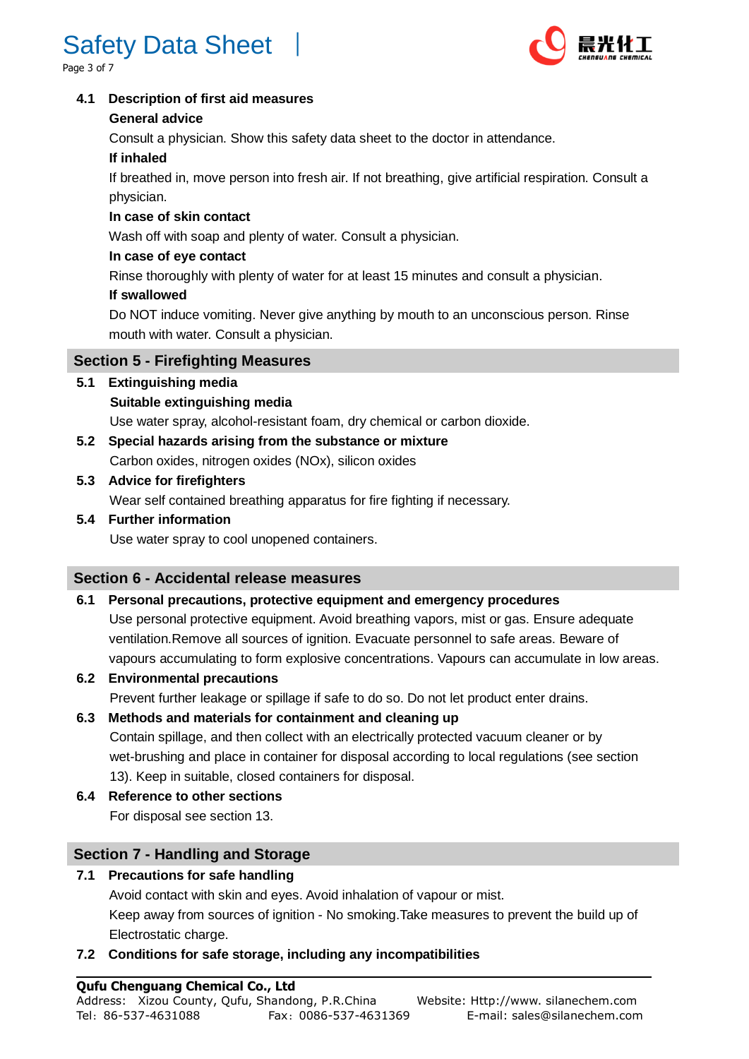### 4.1 Description of first aid measures

**General advice**

Consult a physician. Show this safety data sheet to the doctor in attendance.

**If inhaled**

If breathed in, move person into fresh air. If not breathing, give artificial respiration. Consult a physician.

**In case of skin contact**

Wash off with soap and plenty of water. Consult a physician.

**In case of eye contact**

Rinse thoroughly with plenty of water for at least 15 minutes and consult a physician.

**If swallowed**

Do NOT induce vomiting. Never give anything by mouth to an unconscious person. Rinse mouth with water. Consult a physician.

## Section 5 - Firefighting Measures

### 5.1 Extinguishing media

**Suitable extinguishing media**

Use water spray, alcohol-resistant foam, dry chemical or carbon dioxide.

### 5.2 Special hazards arising from the substance or mixture

Carbon oxides, nitrogen oxides (NOx), silicon oxides

### 5.3 Advice for firefighters

Wear self contained breathing apparatus for fire fighting if necessary.

### 5.4 Further information

Use water spray to cool unopened containers.

## Section 6 - Accidental release measures

### 6.1 Personal precautions, protective equipment and emergency procedures

Use personal protective equipment. Avoid breathing vapors, mist or gas. Ensure adequate ventilation.Remove all sources of ignition. Evacuate personnel to safe areas. Beware of vapours accumulating to form explosive concentrations. Vapours can accumulate in low areas.

### 6.2 Environmental precautions

Prevent further leakage or spillage if safe to do so. Do not let product enter drains.

### 6.3 Methods and materials for containment and cleaning up

Contain spillage, and then collect with an electrically protected vacuum cleaner or by wet-brushing and place in container for disposal according to local regulations (see section 13). Keep in suitable, closed containers for disposal.

### 6.4 Reference to other sections

For disposal see section 13.

## Section 7 - Handling and Storage

### 7.1 Precautions for safe handling

Avoid contact with skin and eyes. Avoid inhalation of vapour or mist.

Keep away from sources of ignition - No smoking.Take measures to prevent the build up of Electrostatic charge.

### 7.2 Conditions for safe storage, including any incompatibilities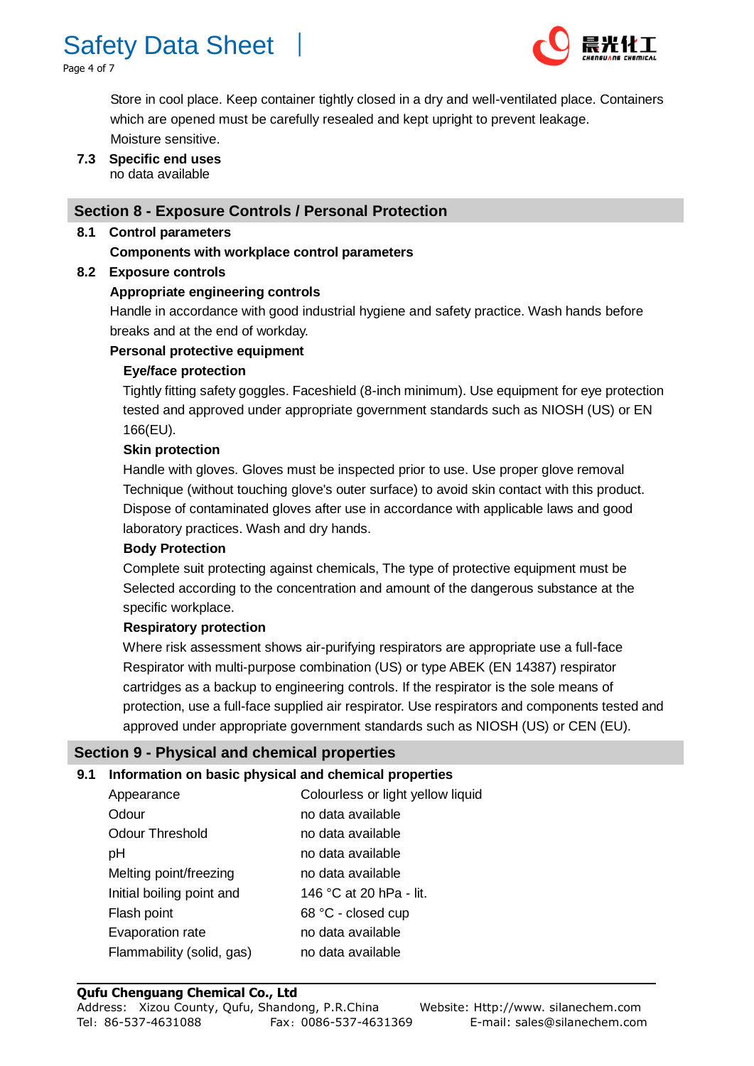Store in cool place. Keep container tightly closed in a dry and well-ventilated place. Containers which are opened must be carefully resealed and kept upright to prevent leakage.
Moisture sensitive.

**7.3 Specific end uses**
no data available

## Section 8 - Exposure Controls / Personal Protection

**8.1 Control parameters**

**Components with workplace control parameters**

**8.2 Exposure controls**

**Appropriate engineering controls**

Handle in accordance with good industrial hygiene and safety practice. Wash hands before breaks and at the end of workday.

**Personal protective equipment**

**Eye/face protection**

Tightly fitting safety goggles. Faceshield (8-inch minimum). Use equipment for eye protection tested and approved under appropriate government standards such as NIOSH (US) or EN 166(EU).

**Skin protection**

Handle with gloves. Gloves must be inspected prior to use. Use proper glove removal Technique (without touching glove's outer surface) to avoid skin contact with this product. Dispose of contaminated gloves after use in accordance with applicable laws and good laboratory practices. Wash and dry hands.

**Body Protection**

Complete suit protecting against chemicals, The type of protective equipment must be Selected according to the concentration and amount of the dangerous substance at the specific workplace.

**Respiratory protection**

Where risk assessment shows air-purifying respirators are appropriate use a full-face Respirator with multi-purpose combination (US) or type ABEK (EN 14387) respirator cartridges as a backup to engineering controls. If the respirator is the sole means of protection, use a full-face supplied air respirator. Use respirators and components tested and approved under appropriate government standards such as NIOSH (US) or CEN (EU).

## Section 9 - Physical and chemical properties

**9.1 Information on basic physical and chemical properties**

| | |
|---|---|
| Appearance | Colourless or light yellow liquid |
| Odour | no data available |
| Odour Threshold | no data available |
| pH | no data available |
| Melting point/freezing | no data available |
| Initial boiling point and | 146 °C at 20 hPa - lit. |
| Flash point | 68 °C - closed cup |
| Evaporation rate | no data available |
| Flammability (solid, gas) | no data available |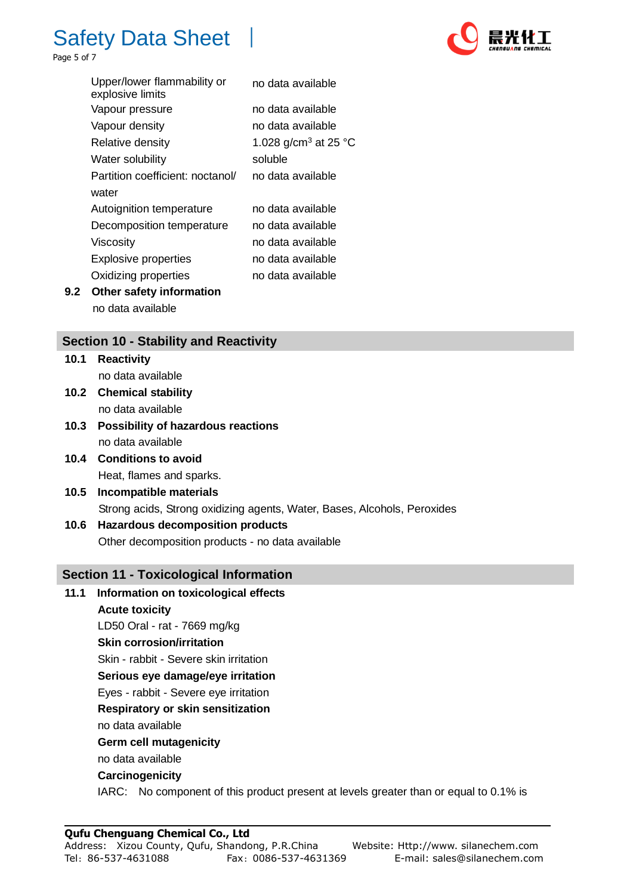| | |
|---|---|
| Upper/lower flammability or explosive limits | no data available |
| Vapour pressure | no data available |
| Vapour density | no data available |
| Relative density | 1.028 g/cm$^3$ at 25 °C |
| Water solubility | soluble |
| Partition coefficient: noctanol/ water | no data available |
| Autoignition temperature | no data available |
| Decomposition temperature | no data available |
| Viscosity | no data available |
| Explosive properties | no data available |
| Oxidizing properties | no data available |

**9.2 Other safety information**

no data available

## Section 10 - Stability and Reactivity

**10.1 Reactivity**

no data available

**10.2 Chemical stability**

no data available

**10.3 Possibility of hazardous reactions**

no data available

**10.4 Conditions to avoid**

Heat, flames and sparks.

**10.5 Incompatible materials**

Strong acids, Strong oxidizing agents, Water, Bases, Alcohols, Peroxides

**10.6 Hazardous decomposition products**

Other decomposition products - no data available

## Section 11 - Toxicological Information

**11.1 Information on toxicological effects**

**Acute toxicity**

LD50 Oral - rat - 7669 mg/kg

**Skin corrosion/irritation**

Skin - rabbit - Severe skin irritation

**Serious eye damage/eye irritation**

Eyes - rabbit - Severe eye irritation

**Respiratory or skin sensitization**

no data available

**Germ cell mutagenicity**

no data available

**Carcinogenicity**

IARC: No component of this product present at levels greater than or equal to 0.1% is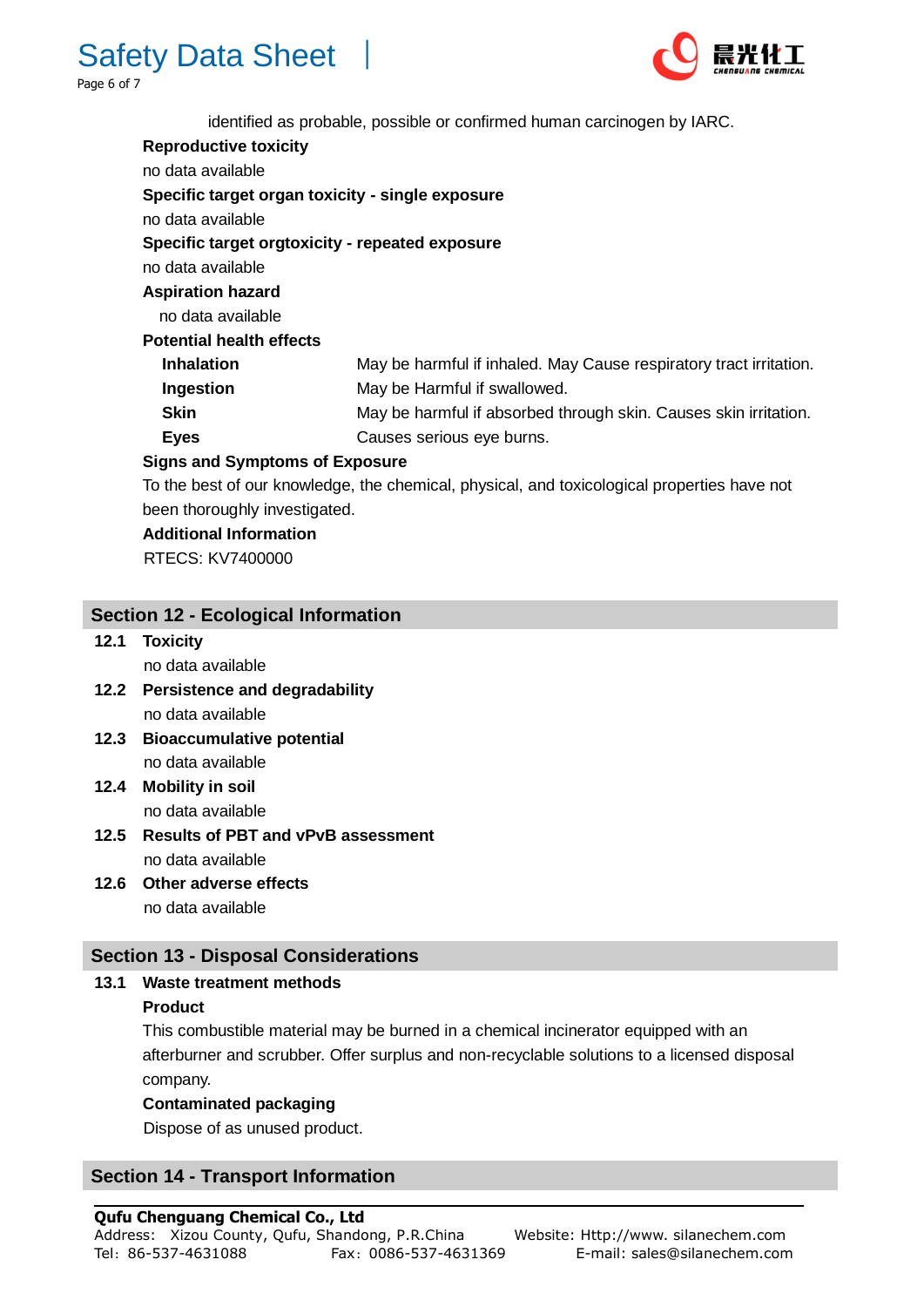identified as probable, possible or confirmed human carcinogen by IARC.

**Reproductive toxicity**

no data available

**Specific target organ toxicity - single exposure**

no data available

**Specific target orgtoxicity - repeated exposure**

no data available

**Aspiration hazard**

no data available

**Potential health effects**

| | |
|---|---|
| **Inhalation** | May be harmful if inhaled. May Cause respiratory tract irritation. |
| **Ingestion** | May be Harmful if swallowed. |
| **Skin** | May be harmful if absorbed through skin. Causes skin irritation. |
| **Eyes** | Causes serious eye burns. |

**Signs and Symptoms of Exposure**

To the best of our knowledge, the chemical, physical, and toxicological properties have not been thoroughly investigated.

**Additional Information**

RTECS: KV7400000

## Section 12 - Ecological Information

**12.1 Toxicity**

no data available

**12.2 Persistence and degradability**

no data available

**12.3 Bioaccumulative potential**

no data available

**12.4 Mobility in soil**

no data available

**12.5 Results of PBT and vPvB assessment**

no data available

**12.6 Other adverse effects**

no data available

## Section 13 - Disposal Considerations

**13.1 Waste treatment methods**

**Product**

This combustible material may be burned in a chemical incinerator equipped with an afterburner and scrubber. Offer surplus and non-recyclable solutions to a licensed disposal company.

**Contaminated packaging**

Dispose of as unused product.

## Section 14 - Transport Information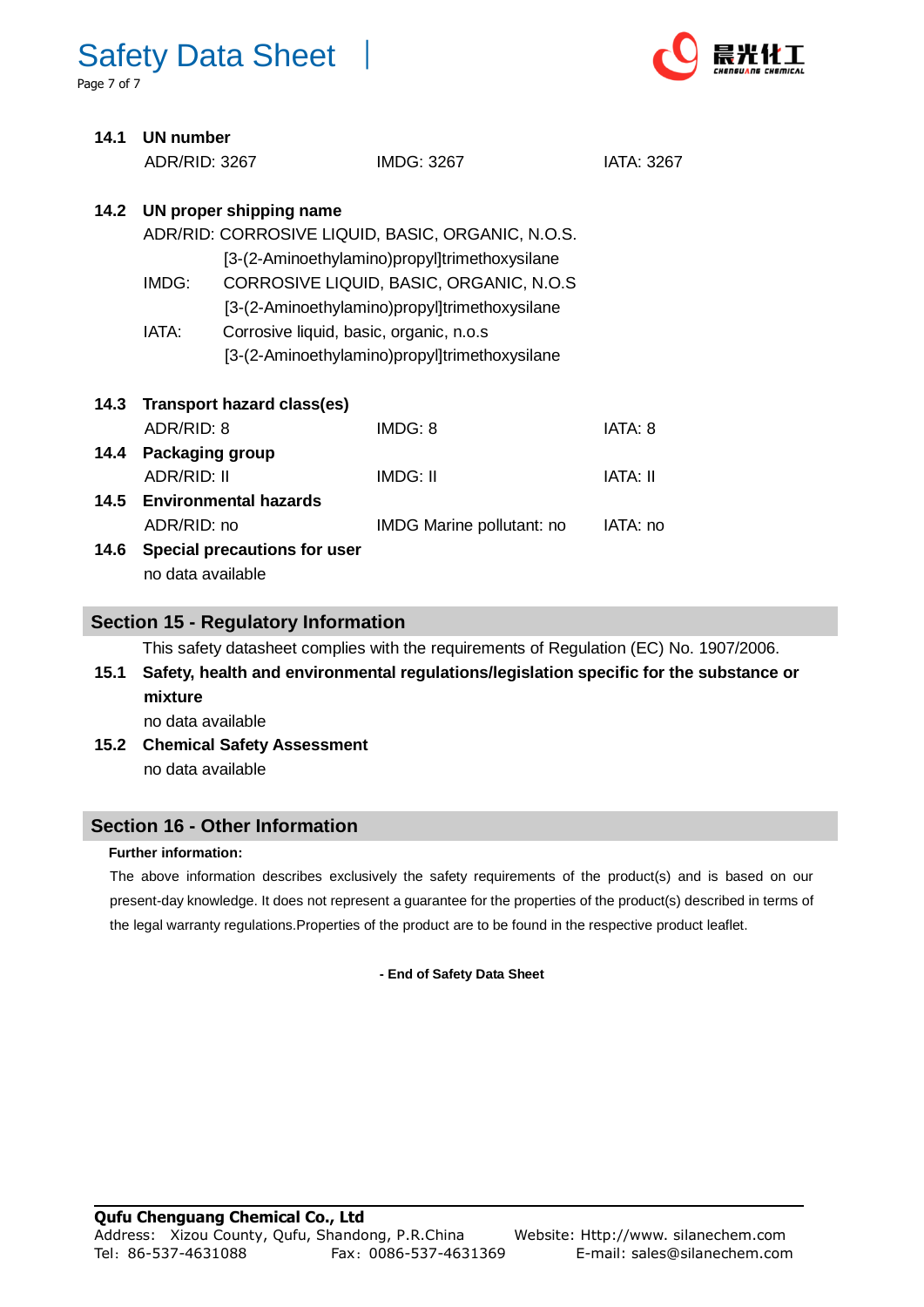**14.1 UN number**

| | | |
|---|---|---|
| ADR/RID: 3267 | IMDG: 3267 | IATA: 3267 |

**14.2 UN proper shipping name**

ADR/RID: CORROSIVE LIQUID, BASIC, ORGANIC, N.O.S.
[3-(2-Aminoethylamino)propyl]trimethoxysilane

IMDG: CORROSIVE LIQUID, BASIC, ORGANIC, N.O.S
[3-(2-Aminoethylamino)propyl]trimethoxysilane

IATA: Corrosive liquid, basic, organic, n.o.s
[3-(2-Aminoethylamino)propyl]trimethoxysilane

**14.3 Transport hazard class(es)**

| | | |
|---|---|---|
| ADR/RID: 8 | IMDG: 8 | IATA: 8 |

**14.4 Packaging group**

| | | |
|---|---|---|
| ADR/RID: II | IMDG: II | IATA: II |

**14.5 Environmental hazards**

| | | |
|---|---|---|
| ADR/RID: no | IMDG Marine pollutant: no | IATA: no |

**14.6 Special precautions for user**

no data available

## Section 15 - Regulatory Information

This safety datasheet complies with the requirements of Regulation (EC) No. 1907/2006.

**15.1 Safety, health and environmental regulations/legislation specific for the substance or mixture**

no data available

**15.2 Chemical Safety Assessment**

no data available

## Section 16 - Other Information

**Further information:**

The above information describes exclusively the safety requirements of the product(s) and is based on our present-day knowledge. It does not represent a guarantee for the properties of the product(s) described in terms of the legal warranty regulations.Properties of the product are to be found in the respective product leaflet.

**- End of Safety Data Sheet**

**Qufu Chenguang Chemical Co., Ltd**
Address: Xizou County, Qufu, Shandong, P.R.China Website: Http://www. silanechem.com
Tel: 86-537-4631088 Fax: 0086-537-4631369 E-mail: sales@silanechem.com